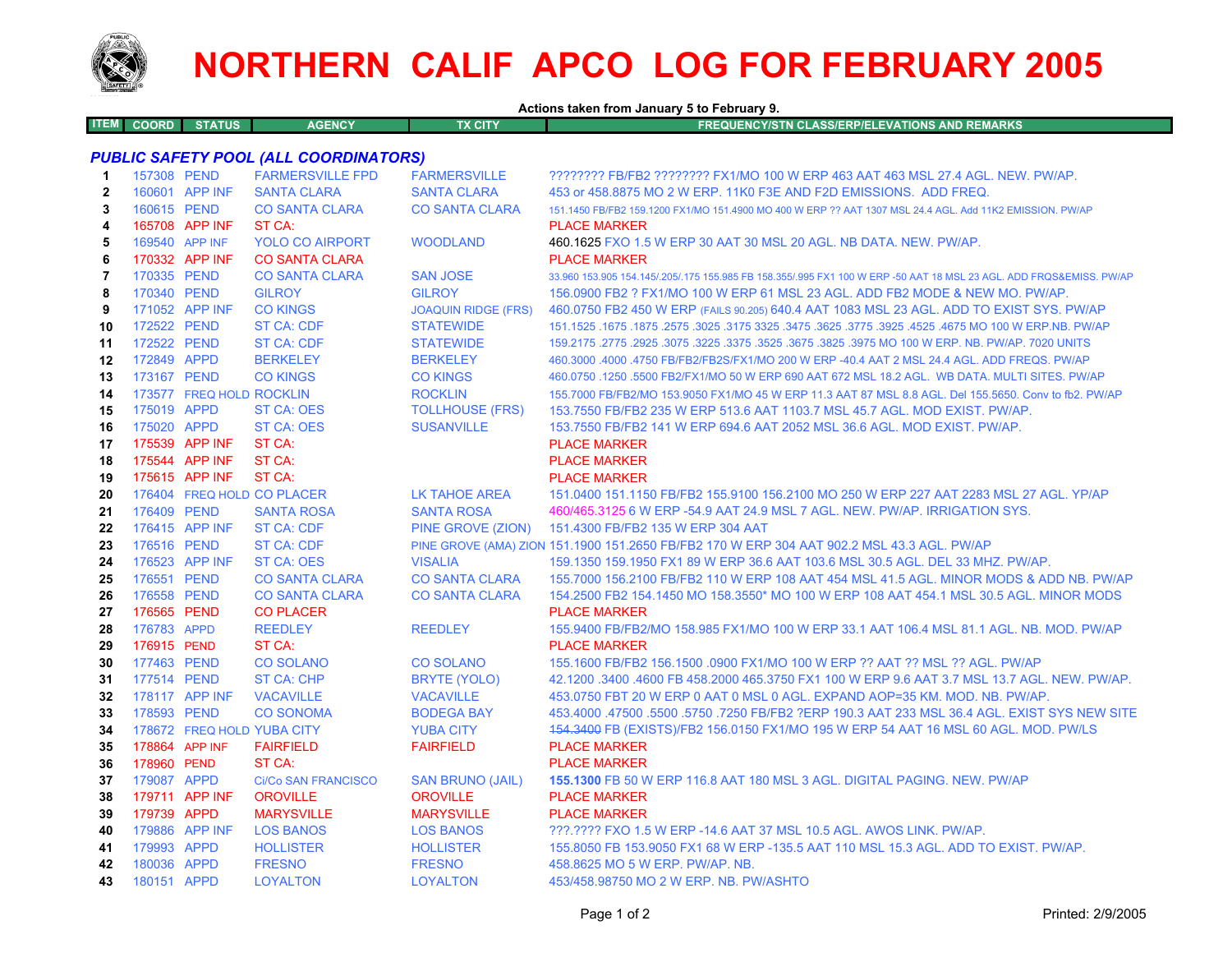# NORTHERN CALIF APCO LOG FOR FEBRUARY 2005

**Actions taken from January 5 to February 9.**

| ITEM | COORD | STATUS | AGENCY | TX CITY | FREQUENCY/STN CLASS/ERP/ELEVATIONS AND REMARKS |
|---|---|---|---|---|---|
| | | | ***PUBLIC SAFETY POOL (ALL COORDINATORS)*** | | |
| 1 | 157308 | PEND | FARMERSVILLE FPD | FARMERSVILLE | ???????? FB/FB2 ???????? FX1/MO 100 W ERP 463 AAT 463 MSL 27.4 AGL. NEW. PW/AP. |
| 2 | 160601 | APP INF | SANTA CLARA | SANTA CLARA | 453 or 458.8875 MO 2 W ERP. 11K0 F3E AND F2D EMISSIONS. ADD FREQ. |
| 3 | 160615 | PEND | CO SANTA CLARA | CO SANTA CLARA | 151.1450 FB/FB2 159.1200 FX1/MO 151.4900 MO 400 W ERP ?? AAT 1307 MSL 24.4 AGL. Add 11K2 EMISSION. PW/AP |
| 4 | 165708 | APP INF | ST CA: | | PLACE MARKER |
| 5 | 169540 | APP INF | YOLO CO AIRPORT | WOODLAND | 460.1625 FXO 1.5 W ERP 30 AAT 30 MSL 20 AGL. NB DATA. NEW. PW/AP. |
| 6 | 170332 | APP INF | CO SANTA CLARA | | PLACE MARKER |
| 7 | 170335 | PEND | CO SANTA CLARA | SAN JOSE | 33.960 153.905 154.145/.205/.175 155.985 FB 158.355/.995 FX1 100 W ERP -50 AAT 18 MSL 23 AGL. ADD FRQS&EMISS. PW/AP |
| 8 | 170340 | PEND | GILROY | GILROY | 156.0900 FB2 ? FX1/MO 100 W ERP 61 MSL 23 AGL. ADD FB2 MODE & NEW MO. PW/AP. |
| 9 | 171052 | APP INF | CO KINGS | JOAQUIN RIDGE (FRS) | 460.0750 FB2 450 W ERP (FAILS 90.205) 640.4 AAT 1083 MSL 23 AGL. ADD TO EXIST SYS. PW/AP |
| 10 | 172522 | PEND | ST CA: CDF | STATEWIDE | 151.1525 .1675 .1875 .2575 .3025 .3175 3325 .3475 .3625 .3775 .3925 .4525 .4675 MO 100 W ERP.NB. PW/AP |
| 11 | 172522 | PEND | ST CA: CDF | STATEWIDE | 159.2175 .2775 .2925 .3075 .3225 .3375 .3525 .3675 .3825 .3975 MO 100 W ERP. NB. PW/AP. 7020 UNITS |
| 12 | 172849 | APPD | BERKELEY | BERKELEY | 460.3000 .4000 .4750 FB/FB2/FB2S/FX1/MO 200 W ERP -40.4 AAT 2 MSL 24.4 AGL. ADD FREQS. PW/AP |
| 13 | 173167 | PEND | CO KINGS | CO KINGS | 460.0750 .1250 .5500 FB2/FX1/MO 50 W ERP 690 AAT 672 MSL 18.2 AGL. WB DATA. MULTI SITES. PW/AP |
| 14 | 173577 | FREQ HOLD | ROCKLIN | ROCKLIN | 155.7000 FB/FB2/MO 153.9050 FX1/MO 45 W ERP 11.3 AAT 87 MSL 8.8 AGL. Del 155.5650. Conv to fb2. PW/AP |
| 15 | 175019 | APPD | ST CA: OES | TOLLHOUSE (FRS) | 153.7550 FB/FB2 235 W ERP 513.6 AAT 1103.7 MSL 45.7 AGL. MOD EXIST. PW/AP. |
| 16 | 175020 | APPD | ST CA: OES | SUSANVILLE | 153.7550 FB/FB2 141 W ERP 694.6 AAT 2052 MSL 36.6 AGL. MOD EXIST. PW/AP. |
| 17 | 175539 | APP INF | ST CA: | | PLACE MARKER |
| 18 | 175544 | APP INF | ST CA: | | PLACE MARKER |
| 19 | 175615 | APP INF | ST CA: | | PLACE MARKER |
| 20 | 176404 | FREQ HOLD | CO PLACER | LK TAHOE AREA | 151.0400 151.1150 FB/FB2 155.9100 156.2100 MO 250 W ERP 227 AAT 2283 MSL 27 AGL. YP/AP |
| 21 | 176409 | PEND | SANTA ROSA | SANTA ROSA | 460/465.3125 6 W ERP -54.9 AAT 24.9 MSL 7 AGL. NEW. PW/AP. IRRIGATION SYS. |
| 22 | 176415 | APP INF | ST CA: CDF | PINE GROVE (ZION) | 151.4300 FB/FB2 135 W ERP 304 AAT |
| 23 | 176516 | PEND | ST CA: CDF | PINE GROVE (AMA) ZION | 151.1900 151.2650 FB/FB2 170 W ERP 304 AAT 902.2 MSL 43.3 AGL. PW/AP |
| 24 | 176523 | APP INF | ST CA: OES | VISALIA | 159.1350 159.1950 FX1 89 W ERP 36.6 AAT 103.6 MSL 30.5 AGL. DEL 33 MHZ. PW/AP. |
| 25 | 176551 | PEND | CO SANTA CLARA | CO SANTA CLARA | 155.7000 156.2100 FB/FB2 110 W ERP 108 AAT 454 MSL 41.5 AGL. MINOR MODS & ADD NB. PW/AP |
| 26 | 176558 | PEND | CO SANTA CLARA | CO SANTA CLARA | 154.2500 FB2 154.1450 MO 158.3550* MO 100 W ERP 108 AAT 454.1 MSL 30.5 AGL. MINOR MODS |
| 27 | 176565 | PEND | CO PLACER | | PLACE MARKER |
| 28 | 176783 | APPD | REEDLEY | REEDLEY | 155.9400 FB/FB2/MO 158.985 FX1/MO 100 W ERP 33.1 AAT 106.4 MSL 81.1 AGL. NB. MOD. PW/AP |
| 29 | 176915 | PEND | ST CA: | | PLACE MARKER |
| 30 | 177463 | PEND | CO SOLANO | CO SOLANO | 155.1600 FB/FB2 156.1500 .0900 FX1/MO 100 W ERP ?? AAT ?? MSL ?? AGL. PW/AP |
| 31 | 177514 | PEND | ST CA: CHP | BRYTE (YOLO) | 42.1200 .3400 .4600 FB 458.2000 465.3750 FX1 100 W ERP 9.6 AAT 3.7 MSL 13.7 AGL. NEW. PW/AP. |
| 32 | 178117 | APP INF | VACAVILLE | VACAVILLE | 453.0750 FBT 20 W ERP 0 AAT 0 MSL 0 AGL. EXPAND AOP=35 KM. MOD. NB. PW/AP. |
| 33 | 178593 | PEND | CO SONOMA | BODEGA BAY | 453.4000 .47500 .5500 .5750 .7250 FB/FB2 ?ERP 190.3 AAT 233 MSL 36.4 AGL. EXIST SYS NEW SITE |
| 34 | 178672 | FREQ HOLD | YUBA CITY | YUBA CITY | ~~154.3400~~ FB (EXISTS)/FB2 156.0150 FX1/MO 195 W ERP 54 AAT 16 MSL 60 AGL. MOD. PW/LS |
| 35 | 178864 | APP INF | FAIRFIELD | FAIRFIELD | PLACE MARKER |
| 36 | 178960 | PEND | ST CA: | | PLACE MARKER |
| 37 | 179087 | APPD | Ci/Co SAN FRANCISCO | SAN BRUNO (JAIL) | **155.1300** FB 50 W ERP 116.8 AAT 180 MSL 3 AGL. DIGITAL PAGING. NEW. PW/AP |
| 38 | 179711 | APP INF | OROVILLE | OROVILLE | PLACE MARKER |
| 39 | 179739 | APPD | MARYSVILLE | MARYSVILLE | PLACE MARKER |
| 40 | 179886 | APP INF | LOS BANOS | LOS BANOS | ???.???? FXO 1.5 W ERP -14.6 AAT 37 MSL 10.5 AGL. AWOS LINK. PW/AP. |
| 41 | 179993 | APPD | HOLLISTER | HOLLISTER | 155.8050 FB 153.9050 FX1 68 W ERP -135.5 AAT 110 MSL 15.3 AGL. ADD TO EXIST. PW/AP. |
| 42 | 180036 | APPD | FRESNO | FRESNO | 458.8625 MO 5 W ERP. PW/AP. NB. |
| 43 | 180151 | APPD | LOYALTON | LOYALTON | 453/458.98750 MO 2 W ERP. NB. PW/ASHTO |

Printed: 2/9/2005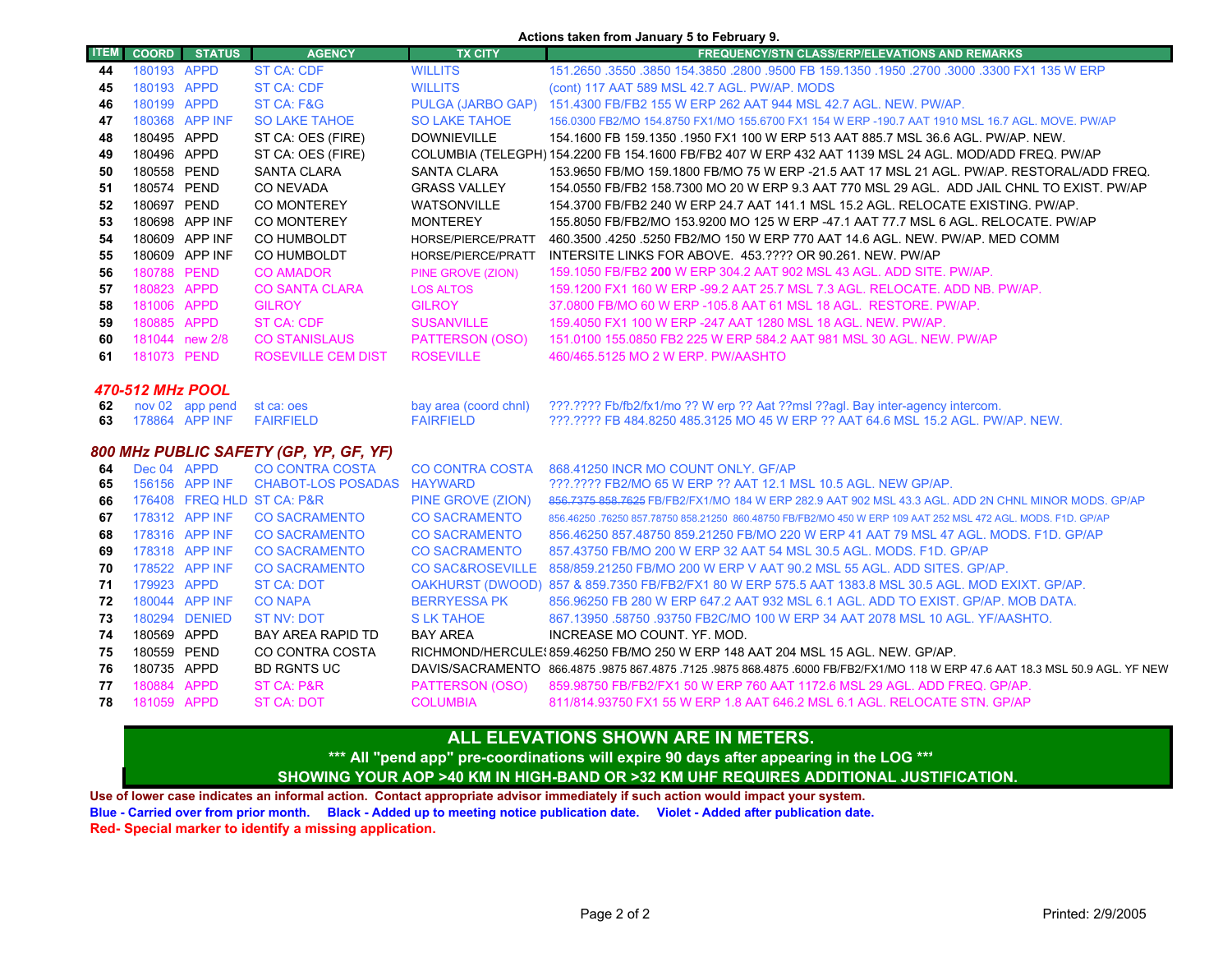**Actions taken from January 5 to February 9.**

| ITEM | COORD | STATUS | AGENCY | TX CITY | FREQUENCY/STN CLASS/ERP/ELEVATIONS AND REMARKS |
|---|---|---|---|---|---|
| 44 | 180193 | APPD | ST CA: CDF | WILLITS | 151.2650 .3550 .3850 154.3850 .2800 .9500 FB 159.1350 .1950 .2700 .3000 .3300 FX1 135 W ERP |
| 45 | 180193 | APPD | ST CA: CDF | WILLITS | (cont) 117 AAT 589 MSL 42.7 AGL. PW/AP. MODS |
| 46 | 180199 | APPD | ST CA: F&G | PULGA (JARBO GAP) | 151.4300 FB/FB2 155 W ERP 262 AAT 944 MSL 42.7 AGL. NEW. PW/AP. |
| 47 | 180368 | APP INF | SO LAKE TAHOE | SO LAKE TAHOE | 156.0300 FB2/MO 154.8750 FX1/MO 155.6700 FX1 154 W ERP -190.7 AAT 1910 MSL 16.7 AGL. MOVE. PW/AP |
| 48 | 180495 | APPD | ST CA: OES (FIRE) | DOWNIEVILLE | 154.1600 FB 159.1350 .1950 FX1 100 W ERP 513 AAT 885.7 MSL 36.6 AGL. PW/AP. NEW. |
| 49 | 180496 | APPD | ST CA: OES (FIRE) | COLUMBIA (TELEGPH) | 154.2200 FB 154.1600 FB/FB2 407 W ERP 432 AAT 1139 MSL 24 AGL. MOD/ADD FREQ. PW/AP |
| 50 | 180558 | PEND | SANTA CLARA | SANTA CLARA | 153.9650 FB/MO 159.1800 FB/MO 75 W ERP -21.5 AAT 17 MSL 21 AGL. PW/AP. RESTORAL/ADD FREQ. |
| 51 | 180574 | PEND | CO NEVADA | GRASS VALLEY | 154.0550 FB/FB2 158.7300 MO 20 W ERP 9.3 AAT 770 MSL 29 AGL. ADD JAIL CHNL TO EXIST. PW/AP |
| 52 | 180697 | PEND | CO MONTEREY | WATSONVILLE | 154.3700 FB/FB2 240 W ERP 24.7 AAT 141.1 MSL 15.2 AGL. RELOCATE EXISTING. PW/AP. |
| 53 | 180698 | APP INF | CO MONTEREY | MONTEREY | 155.8050 FB/FB2/MO 153.9200 MO 125 W ERP -47.1 AAT 77.7 MSL 6 AGL. RELOCATE. PW/AP |
| 54 | 180609 | APP INF | CO HUMBOLDT | HORSE/PIERCE/PRATT | 460.3500 .4250 .5250 FB2/MO 150 W ERP 770 AAT 14.6 AGL. NEW. PW/AP. MED COMM |
| 55 | 180609 | APP INF | CO HUMBOLDT | HORSE/PIERCE/PRATT | INTERSITE LINKS FOR ABOVE. 453.???? OR 90.261. NEW. PW/AP |
| 56 | 180788 | PEND | CO AMADOR | PINE GROVE (ZION) | 159.1050 FB/FB2 **200** W ERP 304.2 AAT 902 MSL 43 AGL. ADD SITE. PW/AP. |
| 57 | 180823 | APPD | CO SANTA CLARA | LOS ALTOS | 159.1200 FX1 160 W ERP -99.2 AAT 25.7 MSL 7.3 AGL. RELOCATE. ADD NB. PW/AP. |
| 58 | 181006 | APPD | GILROY | GILROY | 37.0800 FB/MO 60 W ERP -105.8 AAT 61 MSL 18 AGL. RESTORE. PW/AP. |
| 59 | 180885 | APPD | ST CA: CDF | SUSANVILLE | 159.4050 FX1 100 W ERP -247 AAT 1280 MSL 18 AGL. NEW. PW/AP. |
| 60 | 181044 | new 2/8 | CO STANISLAUS | PATTERSON (OSO) | 151.0100 155.0850 FB2 225 W ERP 584.2 AAT 981 MSL 30 AGL. NEW. PW/AP |
| 61 | 181073 | PEND | ROSEVILLE CEM DIST | ROSEVILLE | 460/465.5125 MO 2 W ERP. PW/AASHTO |

### *470-512 MHz POOL*

| ITEM | COORD | STATUS | AGENCY | TX CITY | FREQUENCY/STN CLASS/ERP/ELEVATIONS AND REMARKS |
|---|---|---|---|---|---|
| 62 | nov 02 | app pend | st ca: oes | bay area (coord chnl) | ???.???? Fb/fb2/fx1/mo ?? W erp ?? Aat ??msl ??agl. Bay inter-agency intercom. |
| 63 | 178864 | APP INF | FAIRFIELD | FAIRFIELD | ???.???? FB 484.8250 485.3125 MO 45 W ERP ?? AAT 64.6 MSL 15.2 AGL. PW/AP. NEW. |

### *800 MHz PUBLIC SAFETY (GP, YP, GF, YF)*

| ITEM | COORD | STATUS | AGENCY | TX CITY | FREQUENCY/STN CLASS/ERP/ELEVATIONS AND REMARKS |
|---|---|---|---|---|---|
| 64 | Dec 04 | APPD | CO CONTRA COSTA | CO CONTRA COSTA | 868.41250 INCR MO COUNT ONLY. GF/AP |
| 65 | 156156 | APP INF | CHABOT-LOS POSADAS | HAYWARD | ???.???? FB2/MO 65 W ERP ?? AAT 12.1 MSL 10.5 AGL. NEW GP/AP. |
| 66 | 176408 | FREQ HLD | ST CA: P&R | PINE GROVE (ZION) | ~~856.7375 858.7625~~ FB/FB2/FX1/MO 184 W ERP 282.9 AAT 902 MSL 43.3 AGL. ADD 2N CHNL MINOR MODS. GP/AP |
| 67 | 178312 | APP INF | CO SACRAMENTO | CO SACRAMENTO | 856.46250 .76250 857.78750 858.21250 860.48750 FB/FB2/MO 450 W ERP 109 AAT 252 MSL 472 AGL. MODS. F1D. GP/AP |
| 68 | 178316 | APP INF | CO SACRAMENTO | CO SACRAMENTO | 856.46250 857.48750 859.21250 FB/MO 220 W ERP 41 AAT 79 MSL 47 AGL. MODS. F1D. GP/AP |
| 69 | 178318 | APP INF | CO SACRAMENTO | CO SACRAMENTO | 857.43750 FB/MO 200 W ERP 32 AAT 54 MSL 30.5 AGL. MODS. F1D. GP/AP |
| 70 | 178522 | APP INF | CO SACRAMENTO | CO SAC&ROSEVILLE | 858/859.21250 FB/MO 200 W ERP V AAT 90.2 MSL 55 AGL. ADD SITES. GP/AP. |
| 71 | 179923 | APPD | ST CA: DOT | OAKHURST (DWOOD) | 857 & 859.7350 FB/FB2/FX1 80 W ERP 575.5 AAT 1383.8 MSL 30.5 AGL. MOD EXIXT. GP/AP. |
| 72 | 180044 | APP INF | CO NAPA | BERRYESSA PK | 856.96250 FB 280 W ERP 647.2 AAT 932 MSL 6.1 AGL. ADD TO EXIST. GP/AP. MOB DATA. |
| 73 | 180294 | DENIED | ST NV: DOT | S LK TAHOE | 867.13950 .58750 .93750 FB2C/MO 100 W ERP 34 AAT 2078 MSL 10 AGL. YF/AASHTO. |
| 74 | 180569 | APPD | BAY AREA RAPID TD | BAY AREA | INCREASE MO COUNT. YF. MOD. |
| 75 | 180559 | PEND | CO CONTRA COSTA | RICHMOND/HERCULES | 859.46250 FB/MO 250 W ERP 148 AAT 204 MSL 15 AGL. NEW. GP/AP. |
| 76 | 180735 | APPD | BD RGNTS UC | DAVIS/SACRAMENTO | 866.4875 .9875 867.4875 .7125 .9875 868.4875 .6000 FB/FB2/FX1/MO 118 W ERP 47.6 AAT 18.3 MSL 50.9 AGL. YF NEW |
| 77 | 180884 | APPD | ST CA: P&R | PATTERSON (OSO) | 859.98750 FB/FB2/FX1 50 W ERP 760 AAT 1172.6 MSL 29 AGL. ADD FREQ. GP/AP. |
| 78 | 181059 | APPD | ST CA: DOT | COLUMBIA | 811/814.93750 FX1 55 W ERP 1.8 AAT 646.2 MSL 6.1 AGL. RELOCATE STN. GP/AP |

**ALL ELEVATIONS SHOWN ARE IN METERS.**

**\*\*\* All "pend app" pre-coordinations will expire 90 days after appearing in the LOG \*\*\***

**SHOWING YOUR AOP >40 KM IN HIGH-BAND OR >32 KM UHF REQUIRES ADDITIONAL JUSTIFICATION.**

**Use of lower case indicates an informal action. Contact appropriate advisor immediately if such action would impact your system.**

**Blue - Carried over from prior month. Black - Added up to meeting notice publication date. Violet - Added after publication date.**

**Red- Special marker to identify a missing application.**

Printed: 2/9/2005